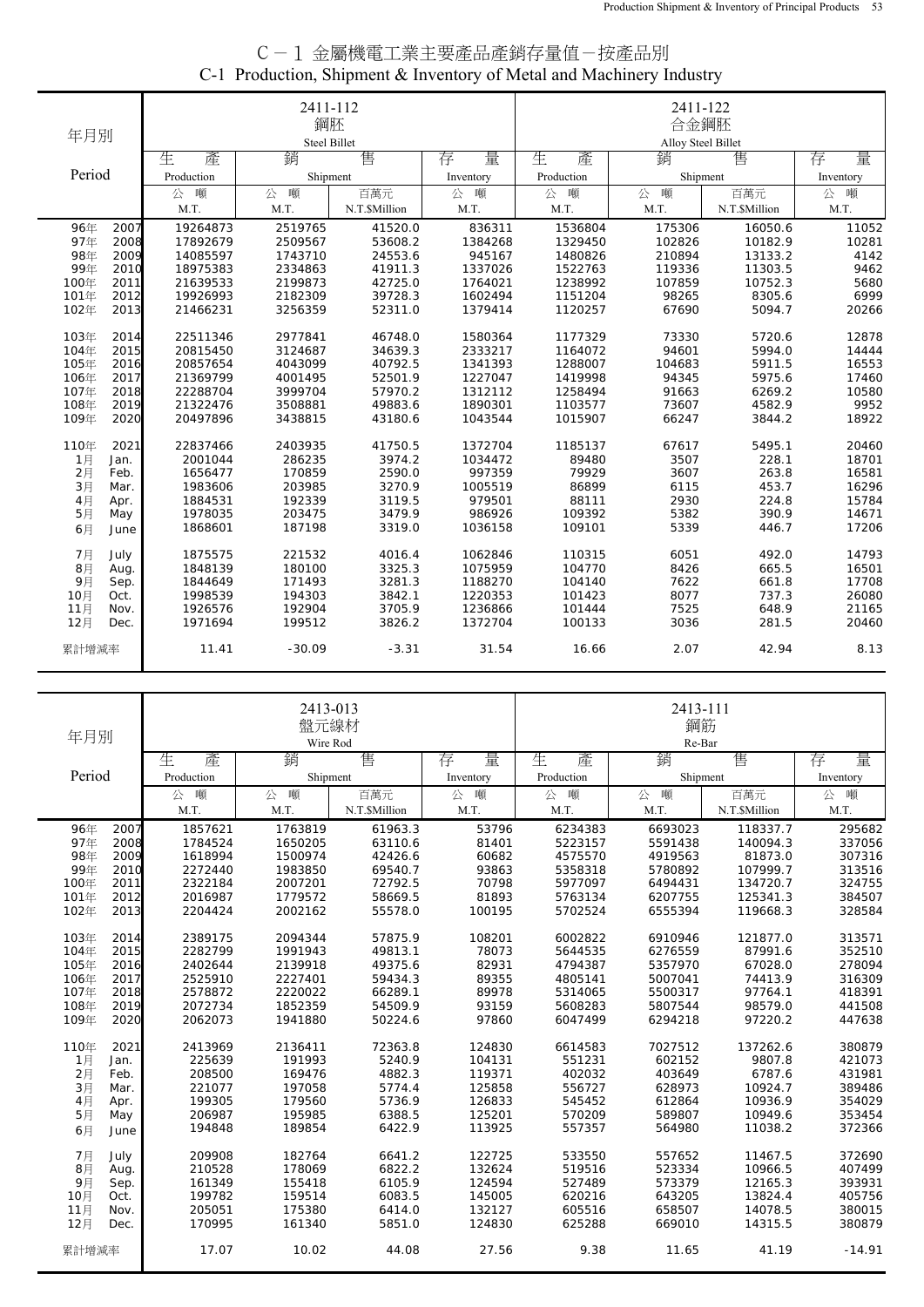# C－1 金屬機電工業主要產品產銷存量值－按產品別
## C-1 Production, Shipment & Inventory of Metal and Machinery Industry

| 年月別 Period | 2411-112 鋼胚 Steel Billet 生產 Production 公噸 M.T. | 銷售 Shipment 公噸 M.T. | 銷售 Shipment 百萬元 N.T.$Million | 存量 Inventory 公噸 M.T. | 2411-122 合金鋼胚 Alloy Steel Billet 生產 Production 公噸 M.T. | 銷售 Shipment 公噸 M.T. | 銷售 Shipment 百萬元 N.T.$Million | 存量 Inventory 公噸 M.T. |
|---|---|---|---|---|---|---|---|---|
| 96年 2007 | 19264873 | 2519765 | 41520.0 | 836311 | 1536804 | 175306 | 16050.6 | 11052 |
| 97年 2008 | 17892679 | 2509567 | 53608.2 | 1384268 | 1329450 | 102826 | 10182.9 | 10281 |
| 98年 2009 | 14085597 | 1743710 | 24553.6 | 945167 | 1480826 | 210894 | 13133.2 | 4142 |
| 99年 2010 | 18975383 | 2334863 | 41911.3 | 1337026 | 1522763 | 119336 | 11303.5 | 9462 |
| 100年 2011 | 21639533 | 2199873 | 42725.0 | 1764021 | 1238992 | 107859 | 10752.3 | 5680 |
| 101年 2012 | 19926993 | 2182309 | 39728.3 | 1602494 | 1151204 | 98265 | 8305.6 | 6999 |
| 102年 2013 | 21466231 | 3256359 | 52311.0 | 1379414 | 1120257 | 67690 | 5094.7 | 20266 |
| 103年 2014 | 22511346 | 2977841 | 46748.0 | 1580364 | 1177329 | 73330 | 5720.6 | 12878 |
| 104年 2015 | 20815450 | 3124687 | 34639.3 | 2333217 | 1164072 | 94601 | 5994.0 | 14444 |
| 105年 2016 | 20857654 | 4043099 | 40792.5 | 1341393 | 1288007 | 104683 | 5911.5 | 16553 |
| 106年 2017 | 21369799 | 4001495 | 52501.9 | 1227047 | 1419998 | 94345 | 5975.6 | 17460 |
| 107年 2018 | 22288704 | 3999704 | 57970.2 | 1312112 | 1258494 | 91663 | 6269.2 | 10580 |
| 108年 2019 | 21322476 | 3508881 | 49883.6 | 1890301 | 1103577 | 73607 | 4582.9 | 9952 |
| 109年 2020 | 20497896 | 3438815 | 43180.6 | 1043544 | 1015907 | 66247 | 3844.2 | 18922 |
| 110年 2021 | 22837466 | 2403935 | 41750.5 | 1372704 | 1185137 | 67617 | 5495.1 | 20460 |
| 1月 Jan. | 2001044 | 286235 | 3974.2 | 1034472 | 89480 | 3507 | 228.1 | 18701 |
| 2月 Feb. | 1656477 | 170859 | 2590.0 | 997359 | 79929 | 3607 | 263.8 | 16581 |
| 3月 Mar. | 1983606 | 203985 | 3270.9 | 1005519 | 86899 | 6115 | 453.7 | 16296 |
| 4月 Apr. | 1884531 | 192339 | 3119.5 | 979501 | 88111 | 2930 | 224.8 | 15784 |
| 5月 May | 1978035 | 203475 | 3479.9 | 986926 | 109392 | 5382 | 390.9 | 14671 |
| 6月 June | 1868601 | 187198 | 3319.0 | 1036158 | 109101 | 5339 | 446.7 | 17206 |
| 7月 July | 1875575 | 221532 | 4016.4 | 1062846 | 110315 | 6051 | 492.0 | 14793 |
| 8月 Aug. | 1848139 | 180100 | 3325.3 | 1075959 | 104770 | 8426 | 665.5 | 16501 |
| 9月 Sep. | 1844649 | 171493 | 3281.3 | 1188270 | 104140 | 7622 | 661.8 | 17708 |
| 10月 Oct. | 1998539 | 194303 | 3842.1 | 1220353 | 101423 | 8077 | 737.3 | 26080 |
| 11月 Nov. | 1926576 | 192904 | 3705.9 | 1236866 | 101444 | 7525 | 648.9 | 21165 |
| 12月 Dec. | 1971694 | 199512 | 3826.2 | 1372704 | 100133 | 3036 | 281.5 | 20460 |
| 累計增減率 | 11.41 | -30.09 | -3.31 | 31.54 | 16.66 | 2.07 | 42.94 | 8.13 |

| 年月別 Period | 2413-013 盤元線材 Wire Rod 生產 Production 公噸 M.T. | 銷售 Shipment 公噸 M.T. | 銷售 Shipment 百萬元 N.T.$Million | 存量 Inventory 公噸 M.T. | 2413-111 鋼筋 Re-Bar 生產 Production 公噸 M.T. | 銷售 Shipment 公噸 M.T. | 銷售 Shipment 百萬元 N.T.$Million | 存量 Inventory 公噸 M.T. |
|---|---|---|---|---|---|---|---|---|
| 96年 2007 | 1857621 | 1763819 | 61963.3 | 53796 | 6234383 | 6693023 | 118337.7 | 295682 |
| 97年 2008 | 1784524 | 1650205 | 63110.6 | 81401 | 5223157 | 5591438 | 140094.3 | 337056 |
| 98年 2009 | 1618994 | 1500974 | 42426.6 | 60682 | 4575570 | 4919563 | 81873.0 | 307316 |
| 99年 2010 | 2272440 | 1983850 | 69540.7 | 93863 | 5358318 | 5780892 | 107999.7 | 313516 |
| 100年 2011 | 2322184 | 2007201 | 72792.5 | 70798 | 5977097 | 6494431 | 134720.7 | 324755 |
| 101年 2012 | 2016987 | 1779572 | 58669.5 | 81893 | 5763134 | 6207755 | 125341.3 | 384507 |
| 102年 2013 | 2204424 | 2002162 | 55578.0 | 100195 | 5702524 | 6555394 | 119668.3 | 328584 |
| 103年 2014 | 2389175 | 2094344 | 57875.9 | 108201 | 6002822 | 6910946 | 121877.0 | 313571 |
| 104年 2015 | 2282799 | 1991943 | 49813.1 | 78073 | 5644535 | 6276559 | 87991.6 | 352510 |
| 105年 2016 | 2402644 | 2139918 | 49375.6 | 82931 | 4794387 | 5357970 | 67028.0 | 278094 |
| 106年 2017 | 2525910 | 2227401 | 59434.3 | 89355 | 4805141 | 5007041 | 74413.9 | 316309 |
| 107年 2018 | 2578872 | 2220022 | 66289.1 | 89978 | 5314065 | 5500317 | 97764.1 | 418391 |
| 108年 2019 | 2072734 | 1852359 | 54509.9 | 93159 | 5608283 | 5807544 | 98579.0 | 441508 |
| 109年 2020 | 2062073 | 1941880 | 50224.6 | 97860 | 6047499 | 6294218 | 97220.2 | 447638 |
| 110年 2021 | 2413969 | 2136411 | 72363.8 | 124830 | 6614583 | 7027512 | 137262.6 | 380879 |
| 1月 Jan. | 225639 | 191993 | 5240.9 | 104131 | 551231 | 602152 | 9807.8 | 421073 |
| 2月 Feb. | 208500 | 169476 | 4882.3 | 119371 | 402032 | 403649 | 6787.6 | 431981 |
| 3月 Mar. | 221077 | 197058 | 5774.4 | 125858 | 556727 | 628973 | 10924.7 | 389486 |
| 4月 Apr. | 199305 | 179560 | 5736.9 | 126833 | 545452 | 612864 | 10936.9 | 354029 |
| 5月 May | 206987 | 195985 | 6388.5 | 125201 | 570209 | 589807 | 10949.6 | 353454 |
| 6月 June | 194848 | 189854 | 6422.9 | 113925 | 557357 | 564980 | 11038.2 | 372366 |
| 7月 July | 209908 | 182764 | 6641.2 | 122725 | 533550 | 557652 | 11467.5 | 372690 |
| 8月 Aug. | 210528 | 178069 | 6822.2 | 132624 | 519516 | 523334 | 10966.5 | 407499 |
| 9月 Sep. | 161349 | 155418 | 6105.9 | 124594 | 527489 | 573379 | 12165.3 | 393931 |
| 10月 Oct. | 199782 | 159514 | 6083.5 | 145005 | 620216 | 643205 | 13824.4 | 405756 |
| 11月 Nov. | 205051 | 175380 | 6414.0 | 132127 | 605516 | 658507 | 14078.5 | 380015 |
| 12月 Dec. | 170995 | 161340 | 5851.0 | 124830 | 625288 | 669010 | 14315.5 | 380879 |
| 累計增減率 | 17.07 | 10.02 | 44.08 | 27.56 | 9.38 | 11.65 | 41.19 | -14.91 |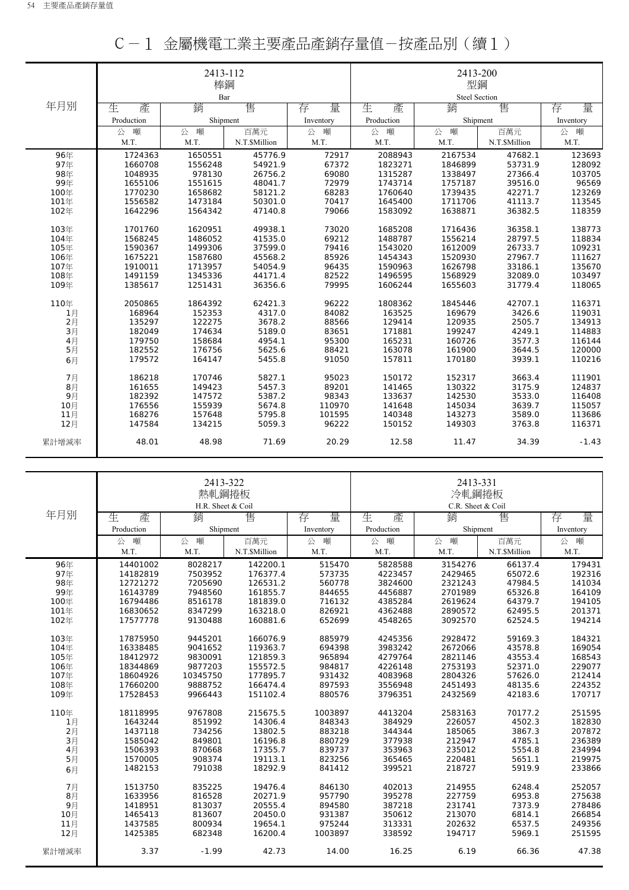# C－1 金屬機電工業主要產品產銷存量值－按產品別（續1）

| 年月別 | 2413-112 棒鋼 Bar | | | | 2413-200 型鋼 Steel Section | | | |
|---|---|---|---|---|---|---|---|---|
| | 生　產 Production | 銷　售 Shipment | | 存　量 Inventory | 生　產 Production | 銷　售 Shipment | | 存　量 Inventory |
| | 公　噸 M.T. | 公　噸 M.T. | 百萬元 N.T.$Million | 公　噸 M.T. | 公　噸 M.T. | 公　噸 M.T. | 百萬元 N.T.$Million | 公　噸 M.T. |
| 96年 | 1724363 | 1650551 | 45776.9 | 72917 | 2088943 | 2167534 | 47682.1 | 123693 |
| 97年 | 1660708 | 1556248 | 54921.9 | 67372 | 1823271 | 1846899 | 53731.9 | 128092 |
| 98年 | 1048935 | 978130 | 26756.2 | 69080 | 1315287 | 1338497 | 27366.4 | 103705 |
| 99年 | 1655106 | 1551615 | 48041.7 | 72979 | 1743714 | 1757187 | 39516.0 | 96569 |
| 100年 | 1770230 | 1658682 | 58121.2 | 68283 | 1760640 | 1739435 | 42271.7 | 123269 |
| 101年 | 1556582 | 1473184 | 50301.0 | 70417 | 1645400 | 1711706 | 41113.7 | 113545 |
| 102年 | 1642296 | 1564342 | 47140.8 | 79066 | 1583092 | 1638871 | 36382.5 | 118359 |
| 103年 | 1701760 | 1620951 | 49938.1 | 73020 | 1685208 | 1716436 | 36358.1 | 138773 |
| 104年 | 1568245 | 1486052 | 41535.0 | 69212 | 1488787 | 1556214 | 28797.5 | 118834 |
| 105年 | 1590367 | 1499306 | 37599.0 | 79416 | 1543020 | 1612009 | 26733.7 | 109231 |
| 106年 | 1675221 | 1587680 | 45568.2 | 85926 | 1454343 | 1520930 | 27967.7 | 111627 |
| 107年 | 1910011 | 1713957 | 54054.9 | 96435 | 1590963 | 1626798 | 33186.1 | 135670 |
| 108年 | 1491159 | 1345336 | 44171.4 | 82522 | 1496595 | 1568929 | 32089.0 | 103497 |
| 109年 | 1385617 | 1251431 | 36356.6 | 79995 | 1606244 | 1655603 | 31779.4 | 118065 |
| 110年 | 2050865 | 1864392 | 62421.3 | 96222 | 1808362 | 1845446 | 42707.1 | 116371 |
| 1月 | 168964 | 152353 | 4317.0 | 84082 | 163525 | 169679 | 3426.6 | 119031 |
| 2月 | 135297 | 122275 | 3678.2 | 88566 | 129414 | 120935 | 2505.7 | 134913 |
| 3月 | 182049 | 174634 | 5189.0 | 83651 | 171881 | 199247 | 4249.1 | 114883 |
| 4月 | 179750 | 158684 | 4954.1 | 95300 | 165231 | 160726 | 3577.3 | 116144 |
| 5月 | 182552 | 176756 | 5625.6 | 88421 | 163078 | 161900 | 3644.5 | 120000 |
| 6月 | 179572 | 164147 | 5455.8 | 91050 | 157811 | 170180 | 3939.1 | 110216 |
| 7月 | 186218 | 170746 | 5827.1 | 95023 | 150172 | 152317 | 3663.4 | 111901 |
| 8月 | 161655 | 149423 | 5457.3 | 89201 | 141465 | 130322 | 3175.9 | 124837 |
| 9月 | 182392 | 147572 | 5387.2 | 98343 | 133637 | 142530 | 3533.0 | 116408 |
| 10月 | 176556 | 155939 | 5674.8 | 110970 | 141648 | 145034 | 3639.7 | 115057 |
| 11月 | 168276 | 157648 | 5795.8 | 101595 | 140348 | 143273 | 3589.0 | 113686 |
| 12月 | 147584 | 134215 | 5059.3 | 96222 | 150152 | 149303 | 3763.8 | 116371 |
| 累計增減率 | 48.01 | 48.98 | 71.69 | 20.29 | 12.58 | 11.47 | 34.39 | -1.43 |

| 年月別 | 2413-322 熱軋鋼捲板 H.R. Sheet & Coil | | | | 2413-331 冷軋鋼捲板 C.R. Sheet & Coil | | | |
|---|---|---|---|---|---|---|---|---|
| | 生　產 Production | 銷　售 Shipment | | 存　量 Inventory | 生　產 Production | 銷　售 Shipment | | 存　量 Inventory |
| | 公　噸 M.T. | 公　噸 M.T. | 百萬元 N.T.$Million | 公　噸 M.T. | 公　噸 M.T. | 公　噸 M.T. | 百萬元 N.T.$Million | 公　噸 M.T. |
| 96年 | 14401002 | 8028217 | 142200.1 | 515470 | 5828588 | 3154276 | 66137.4 | 179431 |
| 97年 | 14182819 | 7503952 | 176377.4 | 573735 | 4223457 | 2429465 | 65072.6 | 192316 |
| 98年 | 12721272 | 7205690 | 126531.2 | 560778 | 3824600 | 2321243 | 47984.5 | 141034 |
| 99年 | 16143789 | 7948560 | 161855.7 | 844655 | 4456887 | 2701989 | 65326.8 | 164109 |
| 100年 | 16794486 | 8516178 | 181839.0 | 716132 | 4385284 | 2619624 | 64379.7 | 194105 |
| 101年 | 16830652 | 8347299 | 163218.0 | 826921 | 4362488 | 2890572 | 62495.5 | 201371 |
| 102年 | 17577778 | 9130488 | 160881.6 | 652699 | 4548265 | 3092570 | 62524.5 | 194214 |
| 103年 | 17875950 | 9445201 | 166076.9 | 885979 | 4245356 | 2928472 | 59169.3 | 184321 |
| 104年 | 16338485 | 9041652 | 119363.7 | 694398 | 3983242 | 2672066 | 43578.8 | 169054 |
| 105年 | 18412972 | 9830091 | 121859.3 | 965894 | 4279764 | 2821146 | 43553.4 | 168543 |
| 106年 | 18344869 | 9877203 | 155572.5 | 984817 | 4226148 | 2753193 | 52371.0 | 229077 |
| 107年 | 18604926 | 10345750 | 177895.7 | 931432 | 4083968 | 2804326 | 57626.0 | 212414 |
| 108年 | 17660200 | 9888752 | 166474.4 | 897593 | 3556948 | 2451493 | 48135.6 | 224352 |
| 109年 | 17528453 | 9966443 | 151102.4 | 880576 | 3796351 | 2432569 | 42183.6 | 170717 |
| 110年 | 18118995 | 9767808 | 215675.5 | 1003897 | 4413204 | 2583163 | 70177.2 | 251595 |
| 1月 | 1643244 | 851992 | 14306.4 | 848343 | 384929 | 226057 | 4502.3 | 182830 |
| 2月 | 1437118 | 734256 | 13802.5 | 883218 | 344344 | 185065 | 3867.3 | 207872 |
| 3月 | 1585042 | 849801 | 16196.8 | 880729 | 377938 | 212947 | 4785.1 | 236389 |
| 4月 | 1506393 | 870668 | 17355.7 | 839737 | 353963 | 235012 | 5554.8 | 234994 |
| 5月 | 1570005 | 908374 | 19113.1 | 823256 | 365465 | 220481 | 5651.1 | 219975 |
| 6月 | 1482153 | 791038 | 18292.9 | 841412 | 399521 | 218727 | 5919.9 | 233866 |
| 7月 | 1513750 | 835225 | 19476.4 | 846130 | 402013 | 214955 | 6248.4 | 252057 |
| 8月 | 1633956 | 816528 | 20271.9 | 957790 | 395278 | 227759 | 6953.8 | 275638 |
| 9月 | 1418951 | 813037 | 20555.4 | 894580 | 387218 | 231741 | 7373.9 | 278486 |
| 10月 | 1465413 | 813607 | 20450.0 | 931387 | 350612 | 213070 | 6814.1 | 266854 |
| 11月 | 1437585 | 800934 | 19654.1 | 975244 | 313331 | 202632 | 6537.5 | 249356 |
| 12月 | 1425385 | 682348 | 16200.4 | 1003897 | 338592 | 194717 | 5969.1 | 251595 |
| 累計增減率 | 3.37 | -1.99 | 42.73 | 14.00 | 16.25 | 6.19 | 66.36 | 47.38 |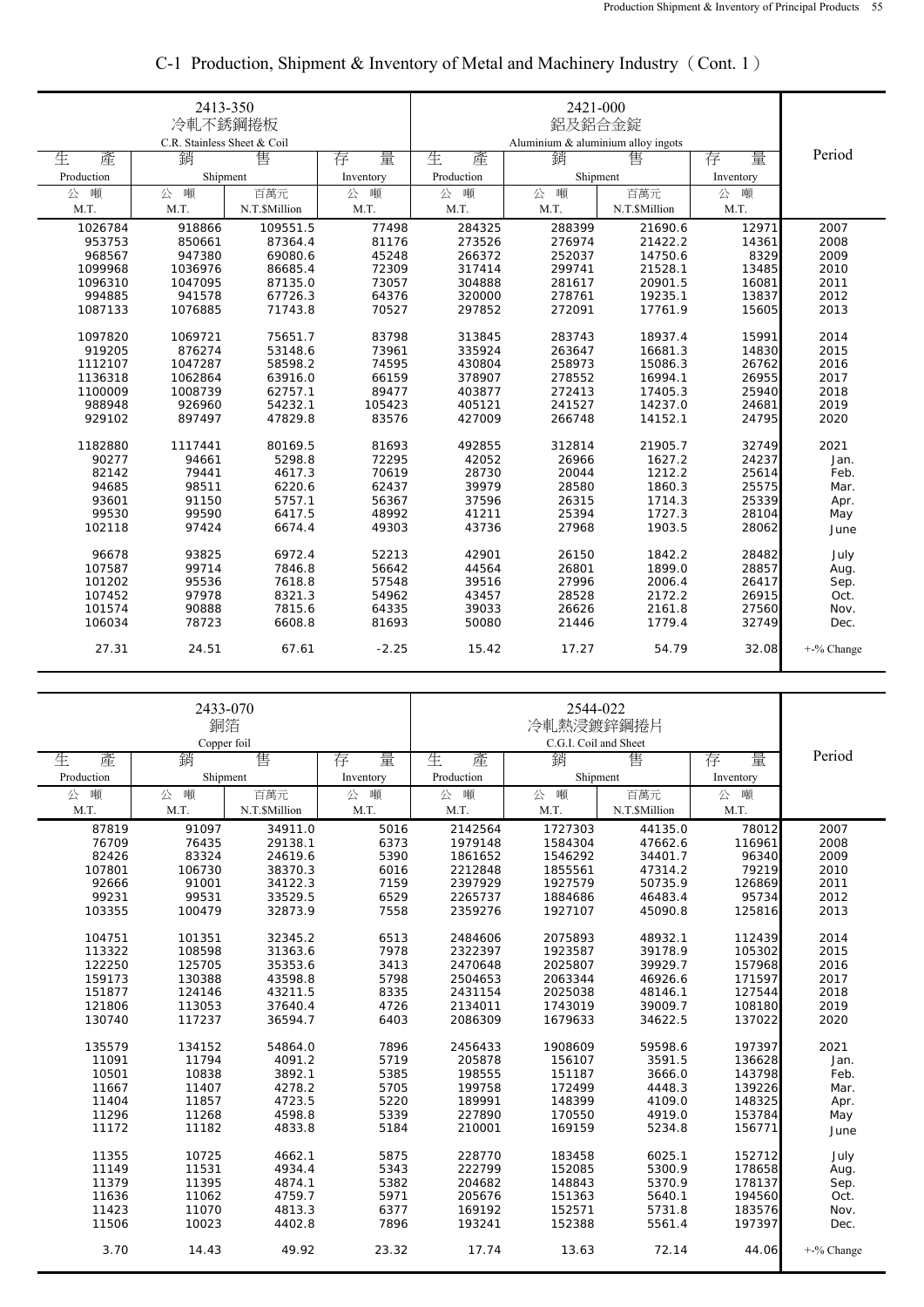# C-1 Production, Shipment & Inventory of Metal and Machinery Industry（Cont. 1）

| 2413-350 冷軋不銹鋼捲板 C.R. Stainless Sheet & Coil | | | | 2421-000 鋁及鋁合金錠 Aluminium & aluminium alloy ingots | | | | Period |
|---|---|---|---|---|---|---|---|---|
| 生產 Production | 銷售 Shipment | | 存量 Inventory | 生產 Production | 銷售 Shipment | | 存量 Inventory | |
| 公噸 M.T. | 公噸 M.T. | 百萬元 N.T.$Million | 公噸 M.T. | 公噸 M.T. | 公噸 M.T. | 百萬元 N.T.$Million | 公噸 M.T. | |
| 1026784 | 918866 | 109551.5 | 77498 | 284325 | 288399 | 21690.6 | 12971 | 2007 |
| 953753 | 850661 | 87364.4 | 81176 | 273526 | 276974 | 21422.2 | 14361 | 2008 |
| 968567 | 947380 | 69080.6 | 45248 | 266372 | 252037 | 14750.6 | 8329 | 2009 |
| 1099968 | 1036976 | 86685.4 | 72309 | 317414 | 299741 | 21528.1 | 13485 | 2010 |
| 1096310 | 1047095 | 87135.0 | 73057 | 304888 | 281617 | 20901.5 | 16081 | 2011 |
| 994885 | 941578 | 67726.3 | 64376 | 320000 | 278761 | 19235.1 | 13837 | 2012 |
| 1087133 | 1076885 | 71743.8 | 70527 | 297852 | 272091 | 17761.9 | 15605 | 2013 |
| 1097820 | 1069721 | 75651.7 | 83798 | 313845 | 283743 | 18937.4 | 15991 | 2014 |
| 919205 | 876274 | 53148.6 | 73961 | 335924 | 263647 | 16681.3 | 14830 | 2015 |
| 1112107 | 1047287 | 58598.2 | 74595 | 430804 | 258973 | 15086.3 | 26762 | 2016 |
| 1136318 | 1062864 | 63916.0 | 66159 | 378907 | 278552 | 16994.1 | 26955 | 2017 |
| 1100009 | 1008739 | 62757.1 | 89477 | 403877 | 272413 | 17405.3 | 25940 | 2018 |
| 988948 | 926960 | 54232.1 | 105423 | 405121 | 241527 | 14237.0 | 24681 | 2019 |
| 929102 | 897497 | 47829.8 | 83576 | 427009 | 266748 | 14152.1 | 24795 | 2020 |
| 1182880 | 1117441 | 80169.5 | 81693 | 492855 | 312814 | 21905.7 | 32749 | 2021 |
| 90277 | 94661 | 5298.8 | 72295 | 42052 | 26966 | 1627.2 | 24237 | Jan. |
| 82142 | 79441 | 4617.3 | 70619 | 28730 | 20044 | 1212.2 | 25614 | Feb. |
| 94685 | 98511 | 6220.6 | 62437 | 39979 | 28580 | 1860.3 | 25575 | Mar. |
| 93601 | 91150 | 5757.1 | 56367 | 37596 | 26315 | 1714.3 | 25339 | Apr. |
| 99530 | 99590 | 6417.5 | 48992 | 41211 | 25394 | 1727.3 | 28104 | May |
| 102118 | 97424 | 6674.4 | 49303 | 43736 | 27968 | 1903.5 | 28062 | June |
| 96678 | 93825 | 6972.4 | 52213 | 42901 | 26150 | 1842.2 | 28482 | July |
| 107587 | 99714 | 7846.8 | 56642 | 44564 | 26801 | 1899.0 | 28857 | Aug. |
| 101202 | 95536 | 7618.8 | 57548 | 39516 | 27996 | 2006.4 | 26417 | Sep. |
| 107452 | 97978 | 8321.3 | 54962 | 43457 | 28528 | 2172.2 | 26915 | Oct. |
| 101574 | 90888 | 7815.6 | 64335 | 39033 | 26626 | 2161.8 | 27560 | Nov. |
| 106034 | 78723 | 6608.8 | 81693 | 50080 | 21446 | 1779.4 | 32749 | Dec. |
| 27.31 | 24.51 | 67.61 | -2.25 | 15.42 | 17.27 | 54.79 | 32.08 | +-% Change |

| 2433-070 銅箔 Copper foil | | | | 2544-022 冷軋熱浸鍍鋅鋼捲片 C.G.I. Coil and Sheet | | | | Period |
|---|---|---|---|---|---|---|---|---|
| 生產 Production | 銷售 Shipment | | 存量 Inventory | 生產 Production | 銷售 Shipment | | 存量 Inventory | |
| 公噸 M.T. | 公噸 M.T. | 百萬元 N.T.$Million | 公噸 M.T. | 公噸 M.T. | 公噸 M.T. | 百萬元 N.T.$Million | 公噸 M.T. | |
| 87819 | 91097 | 34911.0 | 5016 | 2142564 | 1727303 | 44135.0 | 78012 | 2007 |
| 76709 | 76435 | 29138.1 | 6373 | 1979148 | 1584304 | 47662.6 | 116961 | 2008 |
| 82426 | 83324 | 24619.6 | 5390 | 1861652 | 1546292 | 34401.7 | 96340 | 2009 |
| 107801 | 106730 | 38370.3 | 6016 | 2212848 | 1855561 | 47314.2 | 79219 | 2010 |
| 92666 | 91001 | 34122.3 | 7159 | 2397929 | 1927579 | 50735.9 | 126869 | 2011 |
| 99231 | 99531 | 33529.5 | 6529 | 2265737 | 1884686 | 46483.4 | 95734 | 2012 |
| 103355 | 100479 | 32873.9 | 7558 | 2359276 | 1927107 | 45090.8 | 125816 | 2013 |
| 104751 | 101351 | 32345.2 | 6513 | 2484606 | 2075893 | 48932.1 | 112439 | 2014 |
| 113322 | 108598 | 31363.6 | 7978 | 2322397 | 1923587 | 39178.9 | 105302 | 2015 |
| 122250 | 125705 | 35353.6 | 3413 | 2470648 | 2025807 | 39929.7 | 157968 | 2016 |
| 159173 | 130388 | 43598.8 | 5798 | 2504653 | 2063344 | 46926.6 | 171597 | 2017 |
| 151877 | 124146 | 43211.5 | 8335 | 2431154 | 2025038 | 48146.1 | 127544 | 2018 |
| 121806 | 113053 | 37640.4 | 4726 | 2134011 | 1743019 | 39009.7 | 108180 | 2019 |
| 130740 | 117237 | 36594.7 | 6403 | 2086309 | 1679633 | 34622.5 | 137022 | 2020 |
| 135579 | 134152 | 54864.0 | 7896 | 2456433 | 1908609 | 59598.6 | 197397 | 2021 |
| 11091 | 11794 | 4091.2 | 5719 | 205878 | 156107 | 3591.5 | 136628 | Jan. |
| 10501 | 10838 | 3892.1 | 5385 | 198555 | 151187 | 3666.0 | 143798 | Feb. |
| 11667 | 11407 | 4278.2 | 5705 | 199758 | 172499 | 4448.3 | 139226 | Mar. |
| 11404 | 11857 | 4723.5 | 5220 | 189991 | 148399 | 4109.0 | 148325 | Apr. |
| 11296 | 11268 | 4598.8 | 5339 | 227890 | 170550 | 4919.0 | 153784 | May |
| 11172 | 11182 | 4833.8 | 5184 | 210001 | 169159 | 5234.8 | 156771 | June |
| 11355 | 10725 | 4662.1 | 5875 | 228770 | 183458 | 6025.1 | 152712 | July |
| 11149 | 11531 | 4934.4 | 5343 | 222799 | 152085 | 5300.9 | 178658 | Aug. |
| 11379 | 11395 | 4874.1 | 5382 | 204682 | 148843 | 5370.9 | 178137 | Sep. |
| 11636 | 11062 | 4759.7 | 5971 | 205676 | 151363 | 5640.1 | 194560 | Oct. |
| 11423 | 11070 | 4813.3 | 6377 | 169192 | 152571 | 5731.8 | 183576 | Nov. |
| 11506 | 10023 | 4402.8 | 7896 | 193241 | 152388 | 5561.4 | 197397 | Dec. |
| 3.70 | 14.43 | 49.92 | 23.32 | 17.74 | 13.63 | 72.14 | 44.06 | +-% Change |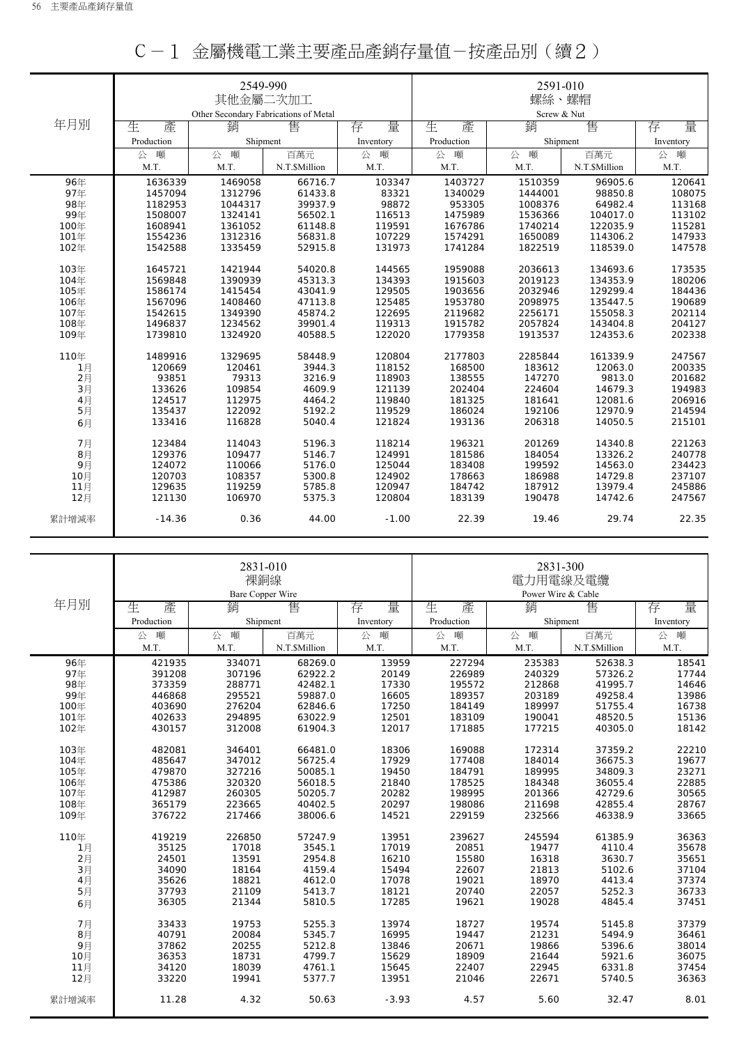# C－1 金屬機電工業主要產品產銷存量值－按產品別（續2）

| 年月別 | 2549-990 其他金屬二次加工 Other Secondary Fabrications of Metal | | | | 2591-010 螺絲、螺帽 Screw & Nut | | | |
|---|---|---|---|---|---|---|---|---|
| | 生產 Production | 銷售 Shipment | | 存量 Inventory | 生產 Production | 銷售 Shipment | | 存量 Inventory |
| | 公噸 M.T. | 公噸 M.T. | 百萬元 N.T.$Million | 公噸 M.T. | 公噸 M.T. | 公噸 M.T. | 百萬元 N.T.$Million | 公噸 M.T. |
| 96年 | 1636339 | 1469058 | 66716.7 | 103347 | 1403727 | 1510359 | 96905.6 | 120641 |
| 97年 | 1457094 | 1312796 | 61433.8 | 83321 | 1340029 | 1444001 | 98850.8 | 108075 |
| 98年 | 1182953 | 1044317 | 39937.9 | 98872 | 953305 | 1008376 | 64982.4 | 113168 |
| 99年 | 1508007 | 1324141 | 56502.1 | 116513 | 1475989 | 1536366 | 104017.0 | 113102 |
| 100年 | 1608941 | 1361052 | 61148.8 | 119591 | 1676786 | 1740214 | 122035.9 | 115281 |
| 101年 | 1554236 | 1312316 | 56831.8 | 107229 | 1574291 | 1650089 | 114306.2 | 147933 |
| 102年 | 1542588 | 1335459 | 52915.8 | 131973 | 1741284 | 1822519 | 118539.0 | 147578 |
| 103年 | 1645721 | 1421944 | 54020.8 | 144565 | 1959088 | 2036613 | 134693.6 | 173535 |
| 104年 | 1569848 | 1390939 | 45313.3 | 134393 | 1915603 | 2019123 | 134353.9 | 180206 |
| 105年 | 1586174 | 1415454 | 43041.9 | 129505 | 1903656 | 2032946 | 129299.4 | 184436 |
| 106年 | 1567096 | 1408460 | 47113.8 | 125485 | 1953780 | 2098975 | 135447.5 | 190689 |
| 107年 | 1542615 | 1349390 | 45874.2 | 122695 | 2119682 | 2256171 | 155058.3 | 202114 |
| 108年 | 1496837 | 1234562 | 39901.4 | 119313 | 1915782 | 2057824 | 143404.8 | 204127 |
| 109年 | 1739810 | 1324920 | 40588.5 | 122020 | 1779358 | 1913537 | 124353.6 | 202338 |
| 110年 | 1489916 | 1329695 | 58448.9 | 120804 | 2177803 | 2285844 | 161339.9 | 247567 |
| 1月 | 120669 | 120461 | 3944.3 | 118152 | 168500 | 183612 | 12063.0 | 200335 |
| 2月 | 93851 | 79313 | 3216.9 | 118903 | 138555 | 147270 | 9813.0 | 201682 |
| 3月 | 133626 | 109854 | 4609.9 | 121139 | 202404 | 224604 | 14679.3 | 194983 |
| 4月 | 124517 | 112975 | 4464.2 | 119840 | 181325 | 181641 | 12081.6 | 206916 |
| 5月 | 135437 | 122092 | 5192.2 | 119529 | 186024 | 192106 | 12970.9 | 214594 |
| 6月 | 133416 | 116828 | 5040.4 | 121824 | 193136 | 206318 | 14050.5 | 215101 |
| 7月 | 123484 | 114043 | 5196.3 | 118214 | 196321 | 201269 | 14340.8 | 221263 |
| 8月 | 129376 | 109477 | 5146.7 | 124991 | 181586 | 184054 | 13326.2 | 240778 |
| 9月 | 124072 | 110066 | 5176.0 | 125044 | 183408 | 199592 | 14563.0 | 234423 |
| 10月 | 120703 | 108357 | 5300.8 | 124902 | 178663 | 186988 | 14729.8 | 237107 |
| 11月 | 129635 | 119259 | 5785.8 | 120947 | 184742 | 187912 | 13979.4 | 245886 |
| 12月 | 121130 | 106970 | 5375.3 | 120804 | 183139 | 190478 | 14742.6 | 247567 |
| 累計增減率 | -14.36 | 0.36 | 44.00 | -1.00 | 22.39 | 19.46 | 29.74 | 22.35 |

| 年月別 | 2831-010 裸銅線 Bare Copper Wire | | | | 2831-300 電力用電線及電纜 Power Wire & Cable | | | |
|---|---|---|---|---|---|---|---|---|
| | 生產 Production | 銷售 Shipment | | 存量 Inventory | 生產 Production | 銷售 Shipment | | 存量 Inventory |
| | 公噸 M.T. | 公噸 M.T. | 百萬元 N.T.$Million | 公噸 M.T. | 公噸 M.T. | 公噸 M.T. | 百萬元 N.T.$Million | 公噸 M.T. |
| 96年 | 421935 | 334071 | 68269.0 | 13959 | 227294 | 235383 | 52638.3 | 18541 |
| 97年 | 391208 | 307196 | 62922.2 | 20149 | 226989 | 240329 | 57326.2 | 17744 |
| 98年 | 373359 | 288771 | 42482.1 | 17330 | 195572 | 212868 | 41995.7 | 14646 |
| 99年 | 446868 | 295521 | 59887.0 | 16605 | 189357 | 203189 | 49258.4 | 13986 |
| 100年 | 403690 | 276204 | 62846.6 | 17250 | 184149 | 189997 | 51755.4 | 16738 |
| 101年 | 402633 | 294895 | 63022.9 | 12501 | 183109 | 190041 | 48520.5 | 15136 |
| 102年 | 430157 | 312008 | 61904.3 | 12017 | 171885 | 177215 | 40305.0 | 18142 |
| 103年 | 482081 | 346401 | 66481.0 | 18306 | 169088 | 172314 | 37359.2 | 22210 |
| 104年 | 485647 | 347012 | 56725.4 | 17929 | 177408 | 184014 | 36675.3 | 19677 |
| 105年 | 479870 | 327216 | 50085.1 | 19450 | 184791 | 189995 | 34809.3 | 23271 |
| 106年 | 475386 | 320320 | 56018.5 | 21840 | 178525 | 184348 | 36055.4 | 22885 |
| 107年 | 412987 | 260305 | 50205.7 | 20282 | 198995 | 201366 | 42729.6 | 30565 |
| 108年 | 365179 | 223665 | 40402.5 | 20297 | 198086 | 211698 | 42855.4 | 28767 |
| 109年 | 376722 | 217466 | 38006.6 | 14521 | 229159 | 232566 | 46338.9 | 33665 |
| 110年 | 419219 | 226850 | 57247.9 | 13951 | 239627 | 245594 | 61385.9 | 36363 |
| 1月 | 35125 | 17018 | 3545.1 | 17019 | 20851 | 19477 | 4110.4 | 35678 |
| 2月 | 24501 | 13591 | 2954.8 | 16210 | 15580 | 16318 | 3630.7 | 35651 |
| 3月 | 34090 | 18164 | 4159.4 | 15494 | 22607 | 21813 | 5102.6 | 37104 |
| 4月 | 35626 | 18821 | 4612.0 | 17078 | 19021 | 18970 | 4413.4 | 37374 |
| 5月 | 37793 | 21109 | 5413.7 | 18121 | 20740 | 22057 | 5252.3 | 36733 |
| 6月 | 36305 | 21344 | 5810.5 | 17285 | 19621 | 19028 | 4845.4 | 37451 |
| 7月 | 33433 | 19753 | 5255.3 | 13974 | 18727 | 19574 | 5145.8 | 37379 |
| 8月 | 40791 | 20084 | 5345.7 | 16995 | 19447 | 21231 | 5494.9 | 36461 |
| 9月 | 37862 | 20255 | 5212.8 | 13846 | 20671 | 19866 | 5396.6 | 38014 |
| 10月 | 36353 | 18731 | 4799.7 | 15629 | 18909 | 21644 | 5921.6 | 36075 |
| 11月 | 34120 | 18039 | 4761.1 | 15645 | 22407 | 22945 | 6331.8 | 37454 |
| 12月 | 33220 | 19941 | 5377.7 | 13951 | 21046 | 22671 | 5740.5 | 36363 |
| 累計增減率 | 11.28 | 4.32 | 50.63 | -3.93 | 4.57 | 5.60 | 32.47 | 8.01 |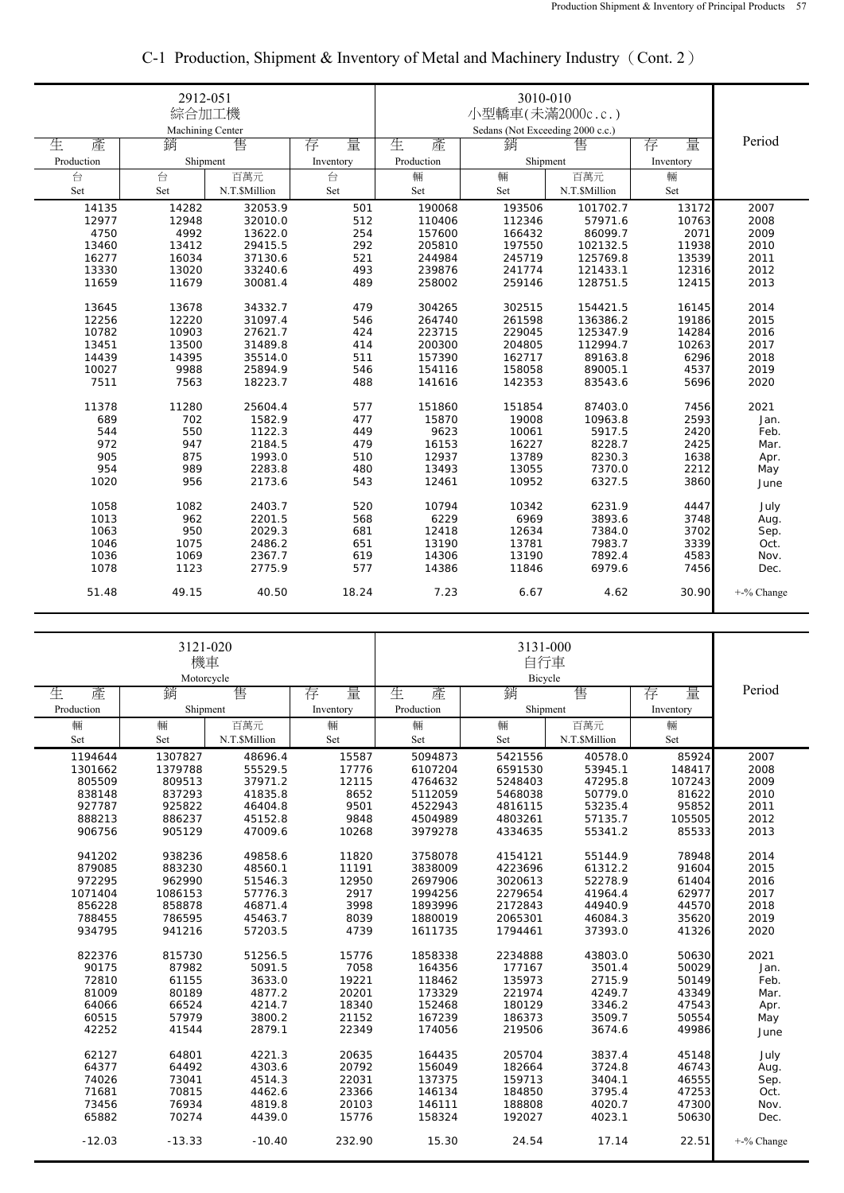# C-1 Production, Shipment & Inventory of Metal and Machinery Industry（Cont. 2）

| 2912-051 綜合加工機 Machining Center | | | | 3010-010 小型轎車(未滿2000c.c.) Sedans (Not Exceeding 2000 c.c.) | | | | Period |
|---|---|---|---|---|---|---|---|---|
| 生產 Production | 銷售 Shipment | | 存量 Inventory | 生產 Production | 銷售 Shipment | | 存量 Inventory | |
| 台 Set | 台 Set | 百萬元 N.T.$Million | 台 Set | 輛 Set | 輛 Set | 百萬元 N.T.$Million | 輛 Set | |
| 14135 | 14282 | 32053.9 | 501 | 190068 | 193506 | 101702.7 | 13172 | 2007 |
| 12977 | 12948 | 32010.0 | 512 | 110406 | 112346 | 57971.6 | 10763 | 2008 |
| 4750 | 4992 | 13622.0 | 254 | 157600 | 166432 | 86099.7 | 2071 | 2009 |
| 13460 | 13412 | 29415.5 | 292 | 205810 | 197550 | 102132.5 | 11938 | 2010 |
| 16277 | 16034 | 37130.6 | 521 | 244984 | 245719 | 125769.8 | 13539 | 2011 |
| 13330 | 13020 | 33240.6 | 493 | 239876 | 241774 | 121433.1 | 12316 | 2012 |
| 11659 | 11679 | 30081.4 | 489 | 258002 | 259146 | 128751.5 | 12415 | 2013 |
| 13645 | 13678 | 34332.7 | 479 | 304265 | 302515 | 154421.5 | 16145 | 2014 |
| 12256 | 12220 | 31097.4 | 546 | 264740 | 261598 | 136386.2 | 19186 | 2015 |
| 10782 | 10903 | 27621.7 | 424 | 223715 | 229045 | 125347.9 | 14284 | 2016 |
| 13451 | 13500 | 31489.8 | 414 | 200300 | 204805 | 112994.7 | 10263 | 2017 |
| 14439 | 14395 | 35514.0 | 511 | 157390 | 162717 | 89163.8 | 6296 | 2018 |
| 10027 | 9988 | 25894.9 | 546 | 154116 | 158058 | 89005.1 | 4537 | 2019 |
| 7511 | 7563 | 18223.7 | 488 | 141616 | 142353 | 83543.6 | 5696 | 2020 |
| 11378 | 11280 | 25604.4 | 577 | 151860 | 151854 | 87403.0 | 7456 | 2021 |
| 689 | 702 | 1582.9 | 477 | 15870 | 19008 | 10963.8 | 2593 | Jan. |
| 544 | 550 | 1122.3 | 449 | 9623 | 10061 | 5917.5 | 2420 | Feb. |
| 972 | 947 | 2184.5 | 479 | 16153 | 16227 | 8228.7 | 2425 | Mar. |
| 905 | 875 | 1993.0 | 510 | 12937 | 13789 | 8230.3 | 1638 | Apr. |
| 954 | 989 | 2283.8 | 480 | 13493 | 13055 | 7370.0 | 2212 | May |
| 1020 | 956 | 2173.6 | 543 | 12461 | 10952 | 6327.5 | 3860 | June |
| 1058 | 1082 | 2403.7 | 520 | 10794 | 10342 | 6231.9 | 4447 | July |
| 1013 | 962 | 2201.5 | 568 | 6229 | 6969 | 3893.6 | 3748 | Aug. |
| 1063 | 950 | 2029.3 | 681 | 12418 | 12634 | 7384.0 | 3702 | Sep. |
| 1046 | 1075 | 2486.2 | 651 | 13190 | 13781 | 7983.7 | 3339 | Oct. |
| 1036 | 1069 | 2367.7 | 619 | 14306 | 13190 | 7892.4 | 4583 | Nov. |
| 1078 | 1123 | 2775.9 | 577 | 14386 | 11846 | 6979.6 | 7456 | Dec. |
| 51.48 | 49.15 | 40.50 | 18.24 | 7.23 | 6.67 | 4.62 | 30.90 | +-% Change |

| 3121-020 機車 Motorcycle | | | | 3131-000 自行車 Bicycle | | | | Period |
|---|---|---|---|---|---|---|---|---|
| 生產 Production | 銷售 Shipment | | 存量 Inventory | 生產 Production | 銷售 Shipment | | 存量 Inventory | |
| 輛 Set | 輛 Set | 百萬元 N.T.$Million | 輛 Set | 輛 Set | 輛 Set | 百萬元 N.T.$Million | 輛 Set | |
| 1194644 | 1307827 | 48696.4 | 15587 | 5094873 | 5421556 | 40578.0 | 85924 | 2007 |
| 1301662 | 1379788 | 55529.5 | 17776 | 6107204 | 6591530 | 53945.1 | 148417 | 2008 |
| 805509 | 809513 | 37971.2 | 12115 | 4764632 | 5248403 | 47295.8 | 107243 | 2009 |
| 838148 | 837293 | 41835.8 | 8652 | 5112059 | 5468038 | 50779.0 | 81622 | 2010 |
| 927787 | 925822 | 46404.8 | 9501 | 4522943 | 4816115 | 53235.4 | 95852 | 2011 |
| 888213 | 886237 | 45152.8 | 9848 | 4504989 | 4803261 | 57135.7 | 105505 | 2012 |
| 906756 | 905129 | 47009.6 | 10268 | 3979278 | 4334635 | 55341.2 | 85533 | 2013 |
| 941202 | 938236 | 49858.6 | 11820 | 3758078 | 4154121 | 55144.9 | 78948 | 2014 |
| 879085 | 883230 | 48560.1 | 11191 | 3838009 | 4223696 | 61312.2 | 91604 | 2015 |
| 972295 | 962990 | 51546.3 | 12950 | 2697906 | 3020613 | 52278.9 | 61404 | 2016 |
| 1071404 | 1086153 | 57776.3 | 2917 | 1994256 | 2279654 | 41964.4 | 62977 | 2017 |
| 856228 | 858878 | 46871.4 | 3998 | 1893996 | 2172843 | 44940.9 | 44570 | 2018 |
| 788455 | 786595 | 45463.7 | 8039 | 1880019 | 2065301 | 46084.3 | 35620 | 2019 |
| 934795 | 941216 | 57203.5 | 4739 | 1611735 | 1794461 | 37393.0 | 41326 | 2020 |
| 822376 | 815730 | 51256.5 | 15776 | 1858338 | 2234888 | 43803.0 | 50630 | 2021 |
| 90175 | 87982 | 5091.5 | 7058 | 164356 | 177167 | 3501.4 | 50029 | Jan. |
| 72810 | 61155 | 3633.0 | 19221 | 118462 | 135973 | 2715.9 | 50149 | Feb. |
| 81009 | 80189 | 4877.2 | 20201 | 173329 | 221974 | 4249.7 | 43349 | Mar. |
| 64066 | 66524 | 4214.7 | 18340 | 152468 | 180129 | 3346.2 | 47543 | Apr. |
| 60515 | 57979 | 3800.2 | 21152 | 167239 | 186373 | 3509.7 | 50554 | May |
| 42252 | 41544 | 2879.1 | 22349 | 174056 | 219506 | 3674.6 | 49986 | June |
| 62127 | 64801 | 4221.3 | 20635 | 164435 | 205704 | 3837.4 | 45148 | July |
| 64377 | 64492 | 4303.6 | 20792 | 156049 | 182664 | 3724.8 | 46743 | Aug. |
| 74026 | 73041 | 4514.3 | 22031 | 137375 | 159713 | 3404.1 | 46555 | Sep. |
| 71681 | 70815 | 4462.6 | 23366 | 146134 | 184850 | 3795.4 | 47253 | Oct. |
| 73456 | 76934 | 4819.8 | 20103 | 146111 | 188808 | 4020.7 | 47300 | Nov. |
| 65882 | 70274 | 4439.0 | 15776 | 158324 | 192027 | 4023.1 | 50630 | Dec. |
| -12.03 | -13.33 | -10.40 | 232.90 | 15.30 | 24.54 | 17.14 | 22.51 | +-% Change |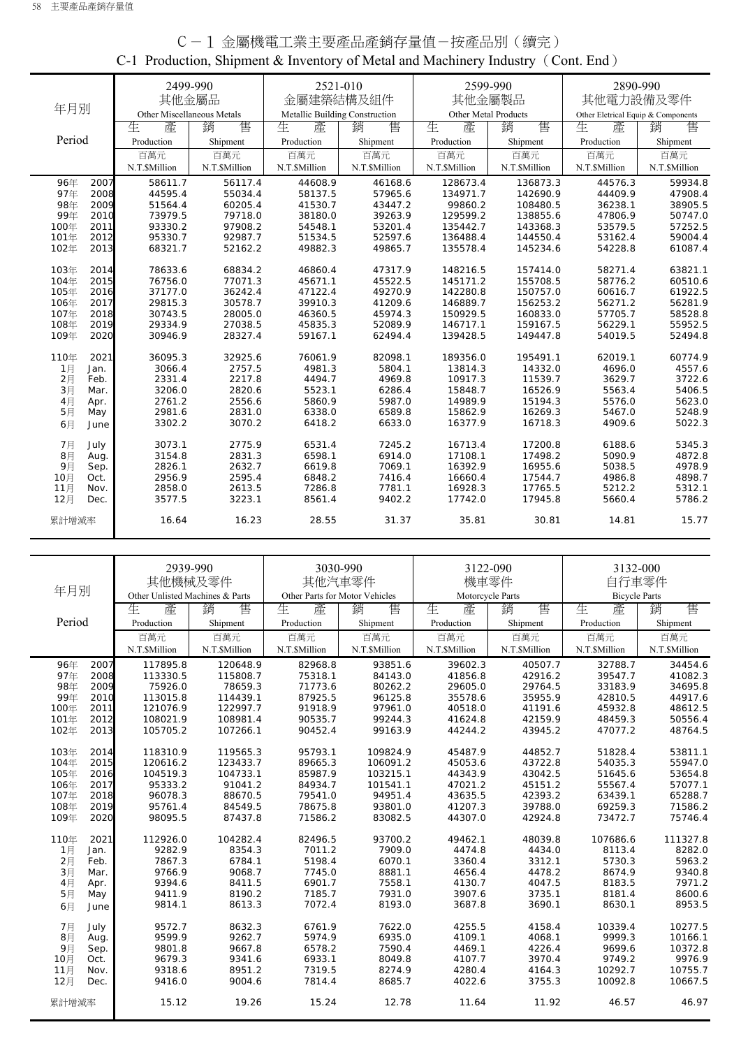# C－1 金屬機電工業主要產品產銷存量值－按產品別（續完）
## C-1 Production, Shipment & Inventory of Metal and Machinery Industry（Cont. End）

| 年月別 Period | 2499-990 其他金屬品 Other Miscellaneous Metals | | 2521-010 金屬建築結構及組件 Metallic Building Construction | | 2599-990 其他金屬製品 Other Metal Products | | 2890-990 其他電力設備及零件 Other Eletrical Equip & Components | |
|---|---|---|---|---|---|---|---|---|
| | 生產 Production 百萬元 N.T.$Million | 銷售 Shipment 百萬元 N.T.$Million | 生產 Production 百萬元 N.T.$Million | 銷售 Shipment 百萬元 N.T.$Million | 生產 Production 百萬元 N.T.$Million | 銷售 Shipment 百萬元 N.T.$Million | 生產 Production 百萬元 N.T.$Million | 銷售 Shipment 百萬元 N.T.$Million |
| 96年 2007 | 58611.7 | 56117.4 | 44608.9 | 46168.6 | 128673.4 | 136873.3 | 44576.3 | 59934.8 |
| 97年 2008 | 44595.4 | 55034.4 | 58137.5 | 57965.6 | 134971.7 | 142690.9 | 44409.9 | 47908.4 |
| 98年 2009 | 51564.4 | 60205.4 | 41530.7 | 43447.2 | 99860.2 | 108480.5 | 36238.1 | 38905.5 |
| 99年 2010 | 73979.5 | 79718.0 | 38180.0 | 39263.9 | 129599.2 | 138855.6 | 47806.9 | 50747.0 |
| 100年 2011 | 93330.2 | 97908.2 | 54548.1 | 53201.4 | 135442.7 | 143368.3 | 53579.5 | 57252.5 |
| 101年 2012 | 95330.7 | 92987.7 | 51534.5 | 52597.6 | 136488.4 | 144550.4 | 53162.4 | 59004.4 |
| 102年 2013 | 68321.7 | 52162.2 | 49882.3 | 49865.7 | 135578.4 | 145234.6 | 54228.8 | 61087.4 |
| 103年 2014 | 78633.6 | 68834.2 | 46860.4 | 47317.9 | 148216.5 | 157414.0 | 58271.4 | 63821.1 |
| 104年 2015 | 76756.0 | 77071.3 | 45671.1 | 45522.5 | 145171.2 | 155708.5 | 58776.2 | 60510.6 |
| 105年 2016 | 37177.0 | 36242.4 | 47122.4 | 49270.9 | 142280.8 | 150757.0 | 60616.7 | 61922.5 |
| 106年 2017 | 29815.3 | 30578.7 | 39910.3 | 41209.6 | 146889.7 | 156253.2 | 56271.2 | 56281.9 |
| 107年 2018 | 30743.5 | 28005.0 | 46360.5 | 45974.3 | 150929.5 | 160833.0 | 57705.7 | 58528.8 |
| 108年 2019 | 29334.9 | 27038.5 | 45835.3 | 52089.9 | 146717.1 | 159167.5 | 56229.1 | 55952.5 |
| 109年 2020 | 30946.9 | 28327.4 | 59167.1 | 62494.4 | 139428.5 | 149447.8 | 54019.5 | 52494.8 |
| 110年 2021 | 36095.3 | 32925.6 | 76061.9 | 82098.1 | 189356.0 | 195491.1 | 62019.1 | 60774.9 |
| 1月 Jan. | 3066.4 | 2757.5 | 4981.3 | 5804.1 | 13814.3 | 14332.0 | 4696.0 | 4557.6 |
| 2月 Feb. | 2331.4 | 2217.8 | 4494.7 | 4969.8 | 10917.3 | 11539.7 | 3629.7 | 3722.6 |
| 3月 Mar. | 3206.0 | 2820.6 | 5523.1 | 6286.4 | 15848.7 | 16526.9 | 5563.4 | 5406.5 |
| 4月 Apr. | 2761.2 | 2556.6 | 5860.9 | 5987.0 | 14989.9 | 15194.3 | 5576.0 | 5623.0 |
| 5月 May | 2981.6 | 2831.0 | 6338.0 | 6589.8 | 15862.9 | 16269.3 | 5467.0 | 5248.9 |
| 6月 June | 3302.2 | 3070.2 | 6418.2 | 6633.0 | 16377.9 | 16718.3 | 4909.6 | 5022.3 |
| 7月 July | 3073.1 | 2775.9 | 6531.4 | 7245.2 | 16713.4 | 17200.8 | 6188.6 | 5345.3 |
| 8月 Aug. | 3154.8 | 2831.3 | 6598.1 | 6914.0 | 17108.1 | 17498.2 | 5090.9 | 4872.8 |
| 9月 Sep. | 2826.1 | 2632.7 | 6619.8 | 7069.1 | 16392.9 | 16955.6 | 5038.5 | 4978.9 |
| 10月 Oct. | 2956.9 | 2595.4 | 6848.2 | 7416.4 | 16660.4 | 17544.7 | 4986.8 | 4898.7 |
| 11月 Nov. | 2858.0 | 2613.5 | 7286.8 | 7781.1 | 16928.3 | 17765.5 | 5212.2 | 5312.1 |
| 12月 Dec. | 3577.5 | 3223.1 | 8561.4 | 9402.2 | 17742.0 | 17945.8 | 5660.4 | 5786.2 |
| 累計增減率 | 16.64 | 16.23 | 28.55 | 31.37 | 35.81 | 30.81 | 14.81 | 15.77 |

| 年月別 Period | 2939-990 其他機械及零件 Other Unlisted Machines & Parts | | 3030-990 其他汽車零件 Other Parts for Motor Vehicles | | 3122-090 機車零件 Motorcycle Parts | | 3132-000 自行車零件 Bicycle Parts | |
|---|---|---|---|---|---|---|---|---|
| | 生產 Production 百萬元 N.T.$Million | 銷售 Shipment 百萬元 N.T.$Million | 生產 Production 百萬元 N.T.$Million | 銷售 Shipment 百萬元 N.T.$Million | 生產 Production 百萬元 N.T.$Million | 銷售 Shipment 百萬元 N.T.$Million | 生產 Production 百萬元 N.T.$Million | 銷售 Shipment 百萬元 N.T.$Million |
| 96年 2007 | 117895.8 | 120648.9 | 82968.8 | 93851.6 | 39602.3 | 40507.7 | 32788.7 | 34454.6 |
| 97年 2008 | 113330.5 | 115808.7 | 75318.1 | 84143.0 | 41856.8 | 42916.2 | 39547.7 | 41082.3 |
| 98年 2009 | 75926.0 | 78659.3 | 71773.6 | 80262.2 | 29605.0 | 29764.5 | 33183.9 | 34695.8 |
| 99年 2010 | 113015.8 | 114439.1 | 87925.5 | 96125.8 | 35578.6 | 35955.9 | 42810.5 | 44917.6 |
| 100年 2011 | 121076.9 | 122997.7 | 91918.9 | 97961.0 | 40518.0 | 41191.6 | 45932.8 | 48612.5 |
| 101年 2012 | 108021.9 | 108981.4 | 90535.7 | 99244.3 | 41624.8 | 42159.9 | 48459.3 | 50556.4 |
| 102年 2013 | 105705.2 | 107266.1 | 90452.4 | 99163.9 | 44244.2 | 43945.2 | 47077.2 | 48764.5 |
| 103年 2014 | 118310.9 | 119565.3 | 95793.1 | 109824.9 | 45487.9 | 44852.7 | 51828.4 | 53811.1 |
| 104年 2015 | 120616.2 | 123433.7 | 89665.3 | 106091.2 | 45053.6 | 43722.8 | 54035.3 | 55947.0 |
| 105年 2016 | 104519.3 | 104733.1 | 85987.9 | 103215.1 | 44343.9 | 43042.5 | 51645.6 | 53654.8 |
| 106年 2017 | 95333.2 | 91041.2 | 84934.7 | 101541.1 | 47021.2 | 45151.2 | 55567.4 | 57077.1 |
| 107年 2018 | 96078.3 | 88670.5 | 79541.0 | 94951.4 | 43635.5 | 42393.2 | 63439.1 | 65288.7 |
| 108年 2019 | 95761.4 | 84549.5 | 78675.8 | 93801.0 | 41207.3 | 39788.0 | 69259.3 | 71586.2 |
| 109年 2020 | 98095.5 | 87437.8 | 71586.2 | 83082.5 | 44307.0 | 42924.8 | 73472.7 | 75746.4 |
| 110年 2021 | 112926.0 | 104282.4 | 82496.5 | 93700.2 | 49462.1 | 48039.8 | 107686.6 | 111327.8 |
| 1月 Jan. | 9282.9 | 8354.3 | 7011.2 | 7909.0 | 4474.8 | 4434.0 | 8113.4 | 8282.0 |
| 2月 Feb. | 7867.3 | 6784.1 | 5198.4 | 6070.1 | 3360.4 | 3312.1 | 5730.3 | 5963.2 |
| 3月 Mar. | 9766.9 | 9068.7 | 7745.0 | 8881.1 | 4656.4 | 4478.2 | 8674.9 | 9340.8 |
| 4月 Apr. | 9394.6 | 8411.5 | 6901.7 | 7558.1 | 4130.7 | 4047.5 | 8183.5 | 7971.2 |
| 5月 May | 9411.9 | 8190.2 | 7185.7 | 7931.0 | 3907.6 | 3735.1 | 8181.4 | 8600.6 |
| 6月 June | 9814.1 | 8613.3 | 7072.4 | 8193.0 | 3687.8 | 3690.1 | 8630.1 | 8953.5 |
| 7月 July | 9572.7 | 8632.3 | 6761.9 | 7622.0 | 4255.5 | 4158.4 | 10339.4 | 10277.5 |
| 8月 Aug. | 9599.9 | 9262.7 | 5974.9 | 6935.0 | 4109.1 | 4068.1 | 9999.3 | 10166.1 |
| 9月 Sep. | 9801.8 | 9667.8 | 6578.2 | 7590.4 | 4469.1 | 4226.4 | 9699.6 | 10372.8 |
| 10月 Oct. | 9679.3 | 9341.6 | 6933.1 | 8049.8 | 4107.7 | 3970.4 | 9749.2 | 9976.9 |
| 11月 Nov. | 9318.6 | 8951.2 | 7319.5 | 8274.9 | 4280.4 | 4164.3 | 10292.7 | 10755.7 |
| 12月 Dec. | 9416.0 | 9004.6 | 7814.4 | 8685.7 | 4022.6 | 3755.3 | 10092.8 | 10667.5 |
| 累計增減率 | 15.12 | 19.26 | 15.24 | 12.78 | 11.64 | 11.92 | 46.57 | 46.97 |